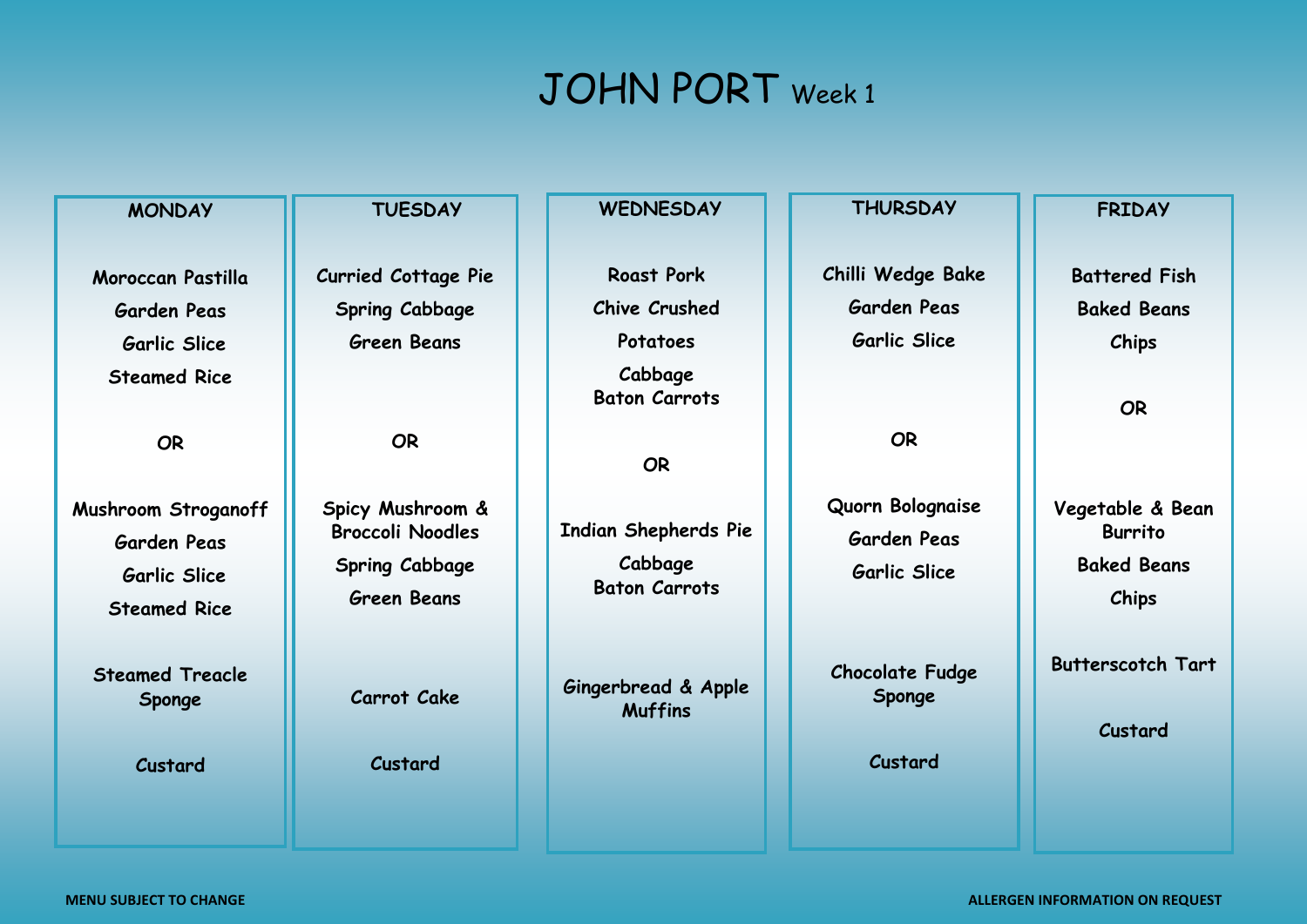# JOHN PORT Week 1

| MONDAY | TUESDAY | WEDNESDAY | THURSDAY | FRIDAY |
|---|---|---|---|---|
| Moroccan Pastilla<br>Garden Peas<br>Garlic Slice<br>Steamed Rice | Curried Cottage Pie<br>Spring Cabbage<br>Green Beans | Roast Pork<br>Chive Crushed Potatoes<br>Cabbage<br>Baton Carrots | Chilli Wedge Bake<br>Garden Peas<br>Garlic Slice | Battered Fish<br>Baked Beans<br>Chips |
| OR | OR | OR | OR | OR |
| Mushroom Stroganoff<br>Garden Peas<br>Garlic Slice<br>Steamed Rice | Spicy Mushroom & Broccoli Noodles<br>Spring Cabbage<br>Green Beans | Indian Shepherds Pie<br>Cabbage<br>Baton Carrots | Quorn Bolognaise<br>Garden Peas<br>Garlic Slice | Vegetable & Bean Burrito<br>Baked Beans<br>Chips |
| Steamed Treacle Sponge<br>Custard | Carrot Cake<br>Custard | Gingerbread & Apple Muffins | Chocolate Fudge Sponge<br>Custard | Butterscotch Tart<br>Custard |

**MENU SUBJECT TO CHANGE**

**ALLERGEN INFORMATION ON REQUEST**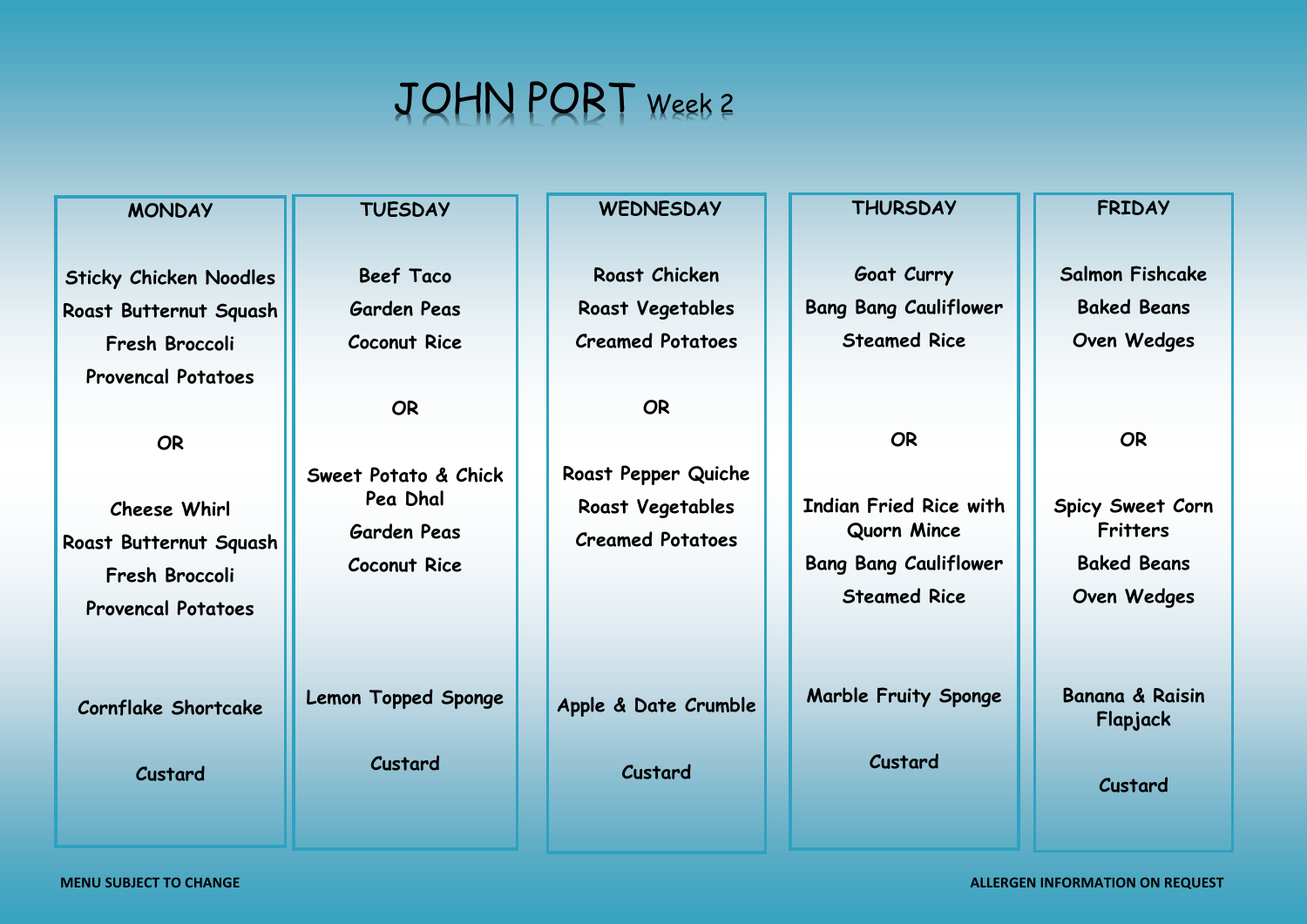# JOHN PORT Week 2

| MONDAY | TUESDAY | WEDNESDAY | THURSDAY | FRIDAY |
|---|---|---|---|---|
| Sticky Chicken Noodles<br>Roast Butternut Squash<br>Fresh Broccoli<br>Provencal Potatoes | Beef Taco<br>Garden Peas<br>Coconut Rice | Roast Chicken<br>Roast Vegetables<br>Creamed Potatoes | Goat Curry<br>Bang Bang Cauliflower<br>Steamed Rice | Salmon Fishcake<br>Baked Beans<br>Oven Wedges |
| OR | OR | OR | OR | OR |
| Cheese Whirl<br>Roast Butternut Squash<br>Fresh Broccoli<br>Provencal Potatoes | Sweet Potato & Chick Pea Dhal<br>Garden Peas<br>Coconut Rice | Roast Pepper Quiche<br>Roast Vegetables<br>Creamed Potatoes | Indian Fried Rice with Quorn Mince<br>Bang Bang Cauliflower<br>Steamed Rice | Spicy Sweet Corn Fritters<br>Baked Beans<br>Oven Wedges |
| Cornflake Shortcake | Lemon Topped Sponge | Apple & Date Crumble | Marble Fruity Sponge | Banana & Raisin Flapjack |
| Custard | Custard | Custard | Custard | Custard |

**MENU SUBJECT TO CHANGE**

**ALLERGEN INFORMATION ON REQUEST**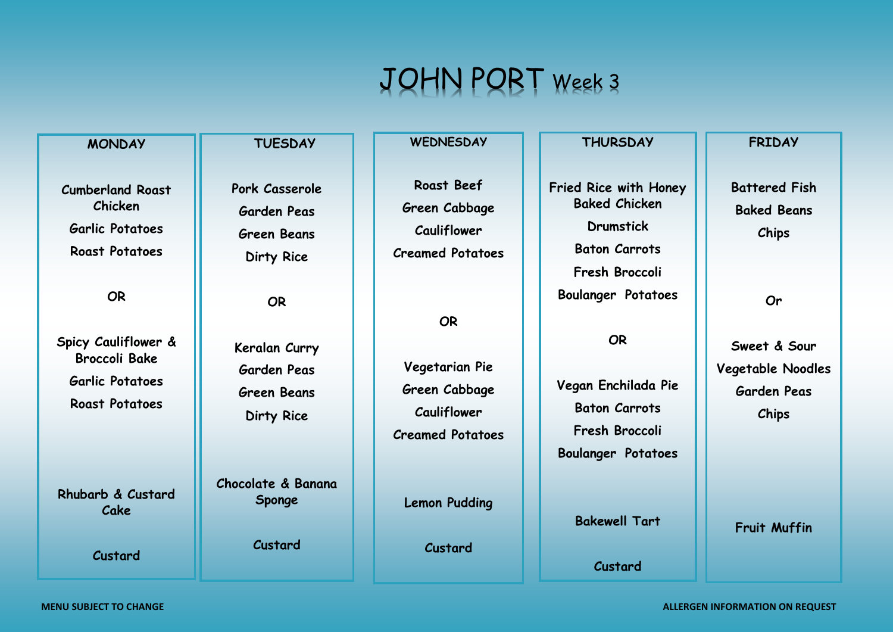# JOHN PORT Week 3

| MONDAY | TUESDAY | WEDNESDAY | THURSDAY | FRIDAY |
| --- | --- | --- | --- | --- |
| Cumberland Roast Chicken | Pork Casserole | Roast Beef | Fried Rice with Honey Baked Chicken Drumstick | Battered Fish |
| Garlic Potatoes | Garden Peas | Green Cabbage | Baton Carrots | Baked Beans |
| Roast Potatoes | Green Beans | Cauliflower | Fresh Broccoli | Chips |
| | Dirty Rice | Creamed Potatoes | Boulanger Potatoes | |
| OR | OR | OR | OR | Or |
| Spicy Cauliflower & Broccoli Bake | Keralan Curry | Vegetarian Pie | Vegan Enchilada Pie | Sweet & Sour Vegetable Noodles |
| Garlic Potatoes | Garden Peas | Green Cabbage | Baton Carrots | Garden Peas |
| Roast Potatoes | Green Beans | Cauliflower | Fresh Broccoli | Chips |
| | Dirty Rice | Creamed Potatoes | Boulanger Potatoes | |
| Rhubarb & Custard Cake | Chocolate & Banana Sponge | Lemon Pudding | Bakewell Tart | Fruit Muffin |
| Custard | Custard | Custard | Custard | |

MENU SUBJECT TO CHANGE

ALLERGEN INFORMATION ON REQUEST